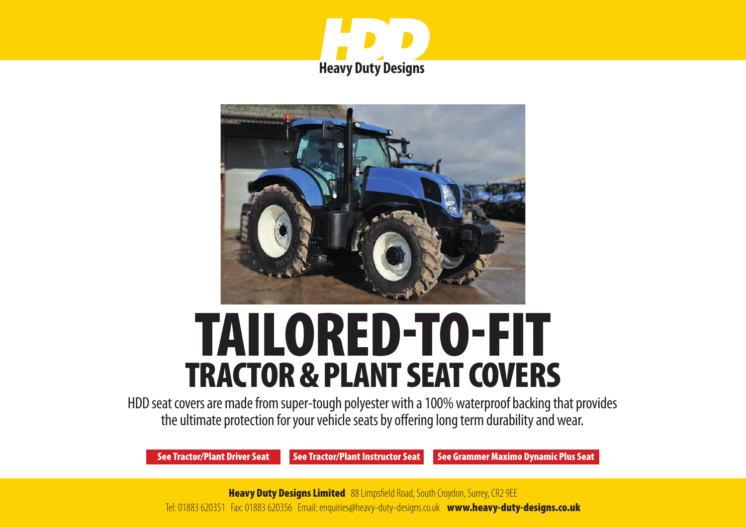# HDD

**Heavy Duty Designs**

# TAILORED-TO-FIT

## TRACTOR & PLANT SEAT COVERS

HDD seat covers are made from super-tough polyester with a 100% waterproof backing that provides the ultimate protection for your vehicle seats by offering long term durability and wear.

**See Tractor/Plant Driver Seat** | **See Tractor/Plant Instructor Seat** | **See Grammer Maximo Dynamic Plus Seat**

**Heavy Duty Designs Limited** 88 Limpsfield Road, South Croydon, Surrey, CR2 9EE

Tel: 01883 620351 Fax: 01883 620356 Email: enquiries@heavy-duty-designs.co.uk **www.heavy-duty-designs.co.uk**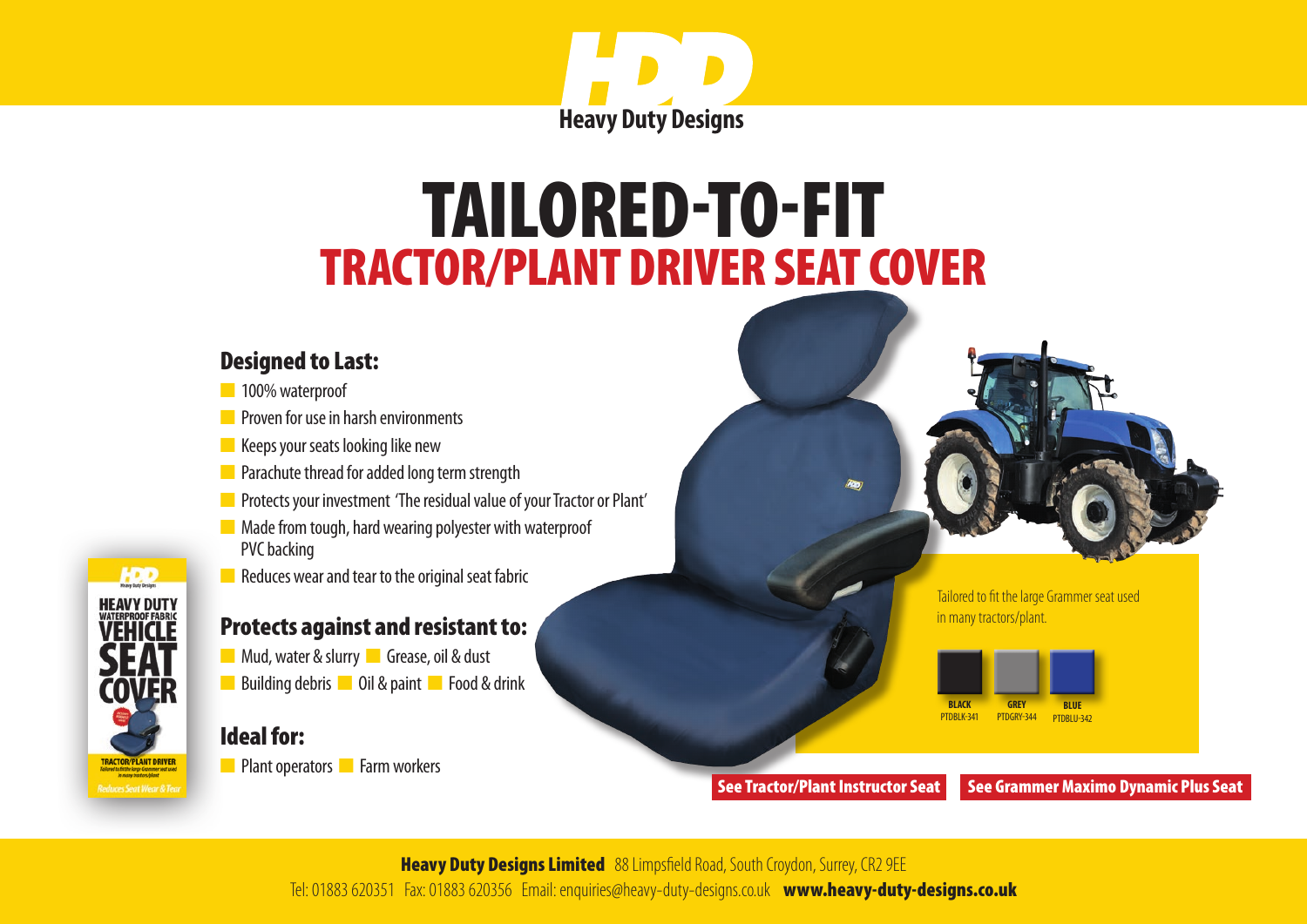# TAILORED-TO-FIT

## TRACTOR/PLANT DRIVER SEAT COVER

### Designed to Last:

- 100% waterproof
- Proven for use in harsh environments
- Keeps your seats looking like new
- Parachute thread for added long term strength
- Protects your investment 'The residual value of your Tractor or Plant'
- Made from tough, hard wearing polyester with waterproof PVC backing
- Reduces wear and tear to the original seat fabric

### Protects against and resistant to:

- Mud, water & slurry
- Grease, oil & dust
- Building debris
- Oil & paint
- Food & drink

### Ideal for:

- Plant operators
- Farm workers

Tailored to fit the large Grammer seat used in many tractors/plant.

| BLACK | GREY | BLUE |
| --- | --- | --- |
| PTDBLK-341 | PTDGRY-344 | PTDBLU-342 |

See Tractor/Plant Instructor Seat

See Grammer Maximo Dynamic Plus Seat

**Heavy Duty Designs Limited** 88 Limpsfield Road, South Croydon, Surrey, CR2 9EE

Tel: 01883 620351 Fax: 01883 620356 Email: enquiries@heavy-duty-designs.co.uk **www.heavy-duty-designs.co.uk**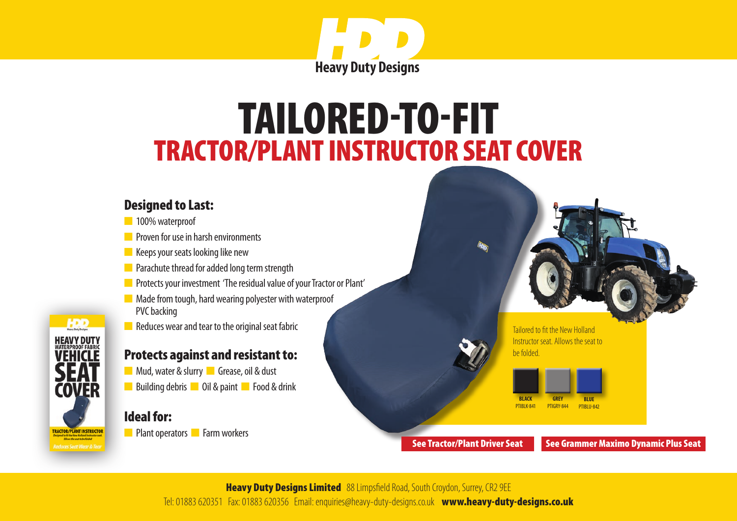HDD
Heavy Duty Designs

# TAILORED-TO-FIT
## TRACTOR/PLANT INSTRUCTOR SEAT COVER

### Designed to Last:

- 100% waterproof
- Proven for use in harsh environments
- Keeps your seats looking like new
- Parachute thread for added long term strength
- Protects your investment 'The residual value of your Tractor or Plant'
- Made from tough, hard wearing polyester with waterproof PVC backing
- Reduces wear and tear to the original seat fabric

### Protects against and resistant to:

- Mud, water & slurry
- Grease, oil & dust
- Building debris
- Oil & paint
- Food & drink

### Ideal for:

- Plant operators
- Farm workers

Tailored to fit the New Holland Instructor seat. Allows the seat to be folded.

| BLACK | GREY | BLUE |
|---|---|---|
| PTIBLK-841 | PTIGRY-844 | PTIBLU-842 |

See Tractor/Plant Driver Seat

See Grammer Maximo Dynamic Plus Seat

**Heavy Duty Designs Limited** 88 Limpsfield Road, South Croydon, Surrey, CR2 9EE
Tel: 01883 620351 Fax: 01883 620356 Email: enquiries@heavy-duty-designs.co.uk **www.heavy-duty-designs.co.uk**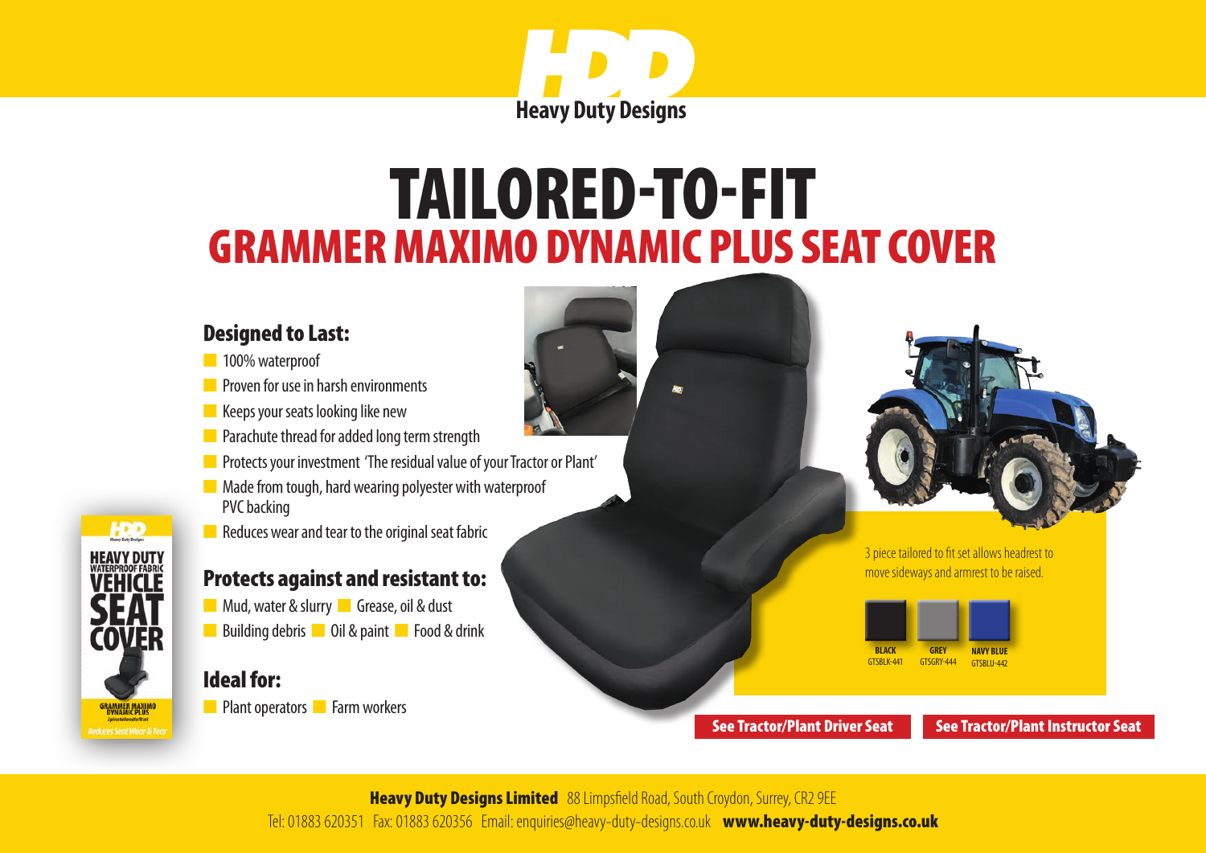# TAILORED-TO-FIT

## GRAMMER MAXIMO DYNAMIC PLUS SEAT COVER

### Designed to Last:

- 100% waterproof
- Proven for use in harsh environments
- Keeps your seats looking like new
- Parachute thread for added long term strength
- Protects your investment 'The residual value of your Tractor or Plant'
- Made from tough, hard wearing polyester with waterproof PVC backing
- Reduces wear and tear to the original seat fabric

### Protects against and resistant to:

- Mud, water & slurry
- Grease, oil & dust
- Building debris
- Oil & paint
- Food & drink

### Ideal for:

- Plant operators
- Farm workers

3 piece tailored to fit set allows headrest to move sideways and armrest to be raised.

| BLACK | GREY | NAVY BLUE |
|---|---|---|
| GTSBLK-441 | GTSGRY-444 | GTSBLU-442 |

See Tractor/Plant Driver Seat

See Tractor/Plant Instructor Seat

**Heavy Duty Designs Limited** 88 Limpsfield Road, South Croydon, Surrey, CR2 9EE

Tel: 01883 620351 Fax: 01883 620356 Email: enquiries@heavy-duty-designs.co.uk **www.heavy-duty-designs.co.uk**